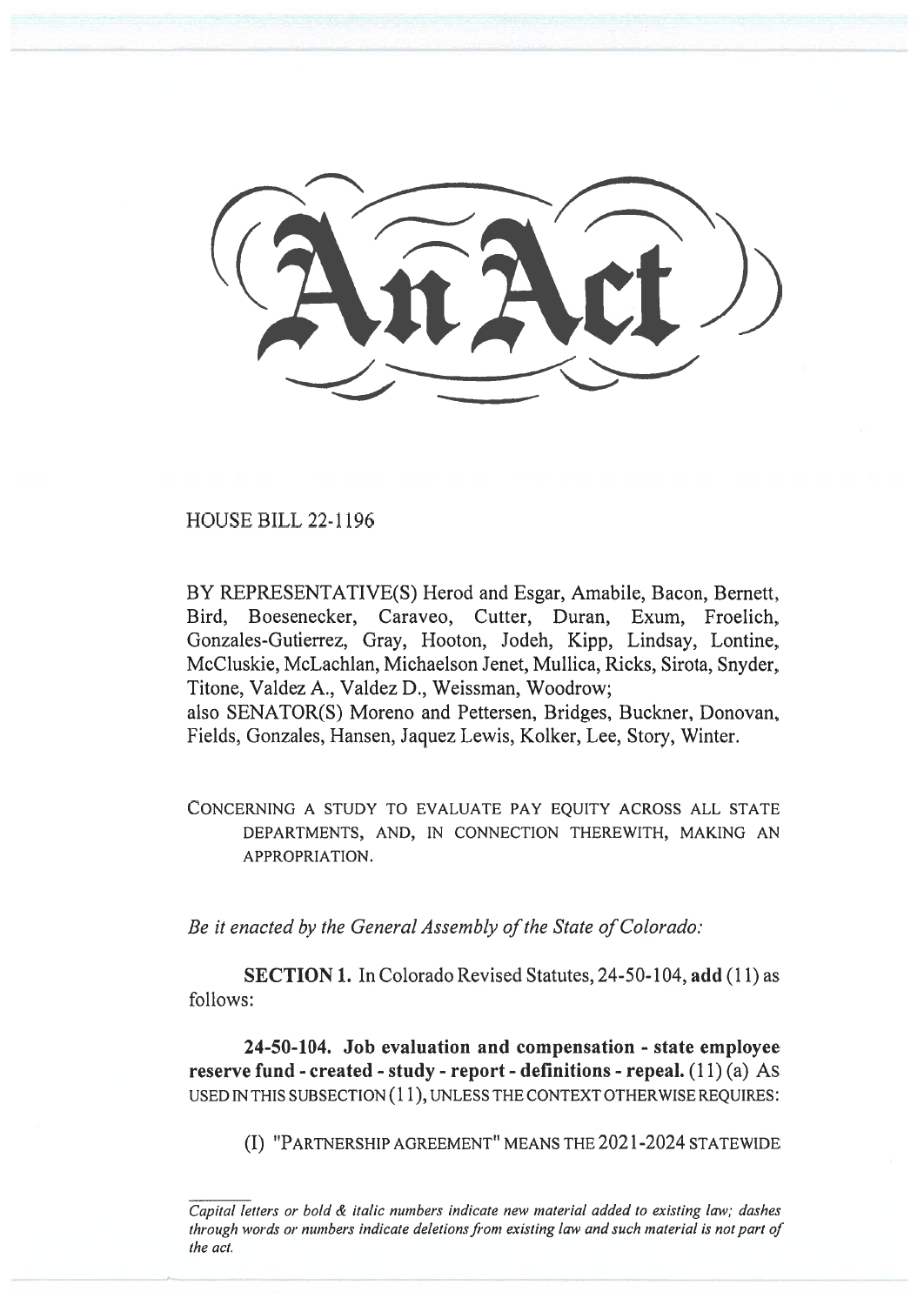# An Act

HOUSE BILL 22-1196

BY REPRESENTATIVE(S) Herod and Esgar, Amabile, Bacon, Bernett, Bird, Boesenecker, Caraveo, Cutter, Duran, Exum, Froelich, Gonzales-Gutierrez, Gray, Hooton, Jodeh, Kipp, Lindsay, Lontine, McCluskie, McLachlan, Michaelson Jenet, Mullica, Ricks, Sirota, Snyder, Titone, Valdez A., Valdez D., Weissman, Woodrow;
also SENATOR(S) Moreno and Pettersen, Bridges, Buckner, Donovan, Fields, Gonzales, Hansen, Jaquez Lewis, Kolker, Lee, Story, Winter.

CONCERNING A STUDY TO EVALUATE PAY EQUITY ACROSS ALL STATE DEPARTMENTS, AND, IN CONNECTION THEREWITH, MAKING AN APPROPRIATION.

*Be it enacted by the General Assembly of the State of Colorado:*

**SECTION 1.** In Colorado Revised Statutes, 24-50-104, **add** (11) as follows:

**24-50-104. Job evaluation and compensation - state employee reserve fund - created - study - report - definitions - repeal.** (11) (a) AS USED IN THIS SUBSECTION (11), UNLESS THE CONTEXT OTHERWISE REQUIRES:

(I) "PARTNERSHIP AGREEMENT" MEANS THE 2021-2024 STATEWIDE

*Capital letters or bold & italic numbers indicate new material added to existing law; dashes through words or numbers indicate deletions from existing law and such material is not part of the act.*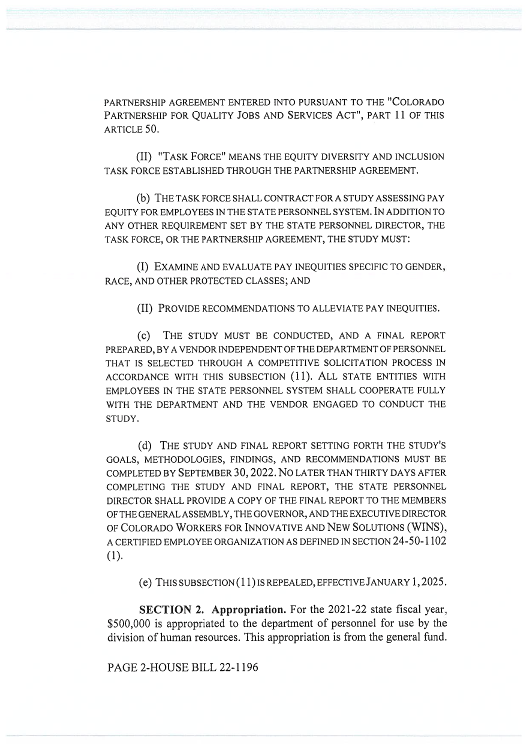PARTNERSHIP AGREEMENT ENTERED INTO PURSUANT TO THE "COLORADO PARTNERSHIP FOR QUALITY JOBS AND SERVICES ACT", PART 11 OF THIS ARTICLE 50.

(II) "TASK FORCE" MEANS THE EQUITY DIVERSITY AND INCLUSION TASK FORCE ESTABLISHED THROUGH THE PARTNERSHIP AGREEMENT.

(b) THE TASK FORCE SHALL CONTRACT FOR A STUDY ASSESSING PAY EQUITY FOR EMPLOYEES IN THE STATE PERSONNEL SYSTEM. IN ADDITION TO ANY OTHER REQUIREMENT SET BY THE STATE PERSONNEL DIRECTOR, THE TASK FORCE, OR THE PARTNERSHIP AGREEMENT, THE STUDY MUST:

(I) EXAMINE AND EVALUATE PAY INEQUITIES SPECIFIC TO GENDER, RACE, AND OTHER PROTECTED CLASSES; AND

(II) PROVIDE RECOMMENDATIONS TO ALLEVIATE PAY INEQUITIES.

(c) THE STUDY MUST BE CONDUCTED, AND A FINAL REPORT PREPARED, BY A VENDOR INDEPENDENT OF THE DEPARTMENT OF PERSONNEL THAT IS SELECTED THROUGH A COMPETITIVE SOLICITATION PROCESS IN ACCORDANCE WITH THIS SUBSECTION (11). ALL STATE ENTITIES WITH EMPLOYEES IN THE STATE PERSONNEL SYSTEM SHALL COOPERATE FULLY WITH THE DEPARTMENT AND THE VENDOR ENGAGED TO CONDUCT THE STUDY.

(d) THE STUDY AND FINAL REPORT SETTING FORTH THE STUDY'S GOALS, METHODOLOGIES, FINDINGS, AND RECOMMENDATIONS MUST BE COMPLETED BY SEPTEMBER 30, 2022. NO LATER THAN THIRTY DAYS AFTER COMPLETING THE STUDY AND FINAL REPORT, THE STATE PERSONNEL DIRECTOR SHALL PROVIDE A COPY OF THE FINAL REPORT TO THE MEMBERS OF THE GENERAL ASSEMBLY, THE GOVERNOR, AND THE EXECUTIVE DIRECTOR OF COLORADO WORKERS FOR INNOVATIVE AND NEW SOLUTIONS (WINS), A CERTIFIED EMPLOYEE ORGANIZATION AS DEFINED IN SECTION 24-50-1102 (1).

(e) THIS SUBSECTION (11) IS REPEALED, EFFECTIVE JANUARY 1, 2025.

**SECTION 2. Appropriation.** For the 2021-22 state fiscal year, $500,000 is appropriated to the department of personnel for use by the division of human resources. This appropriation is from the general fund.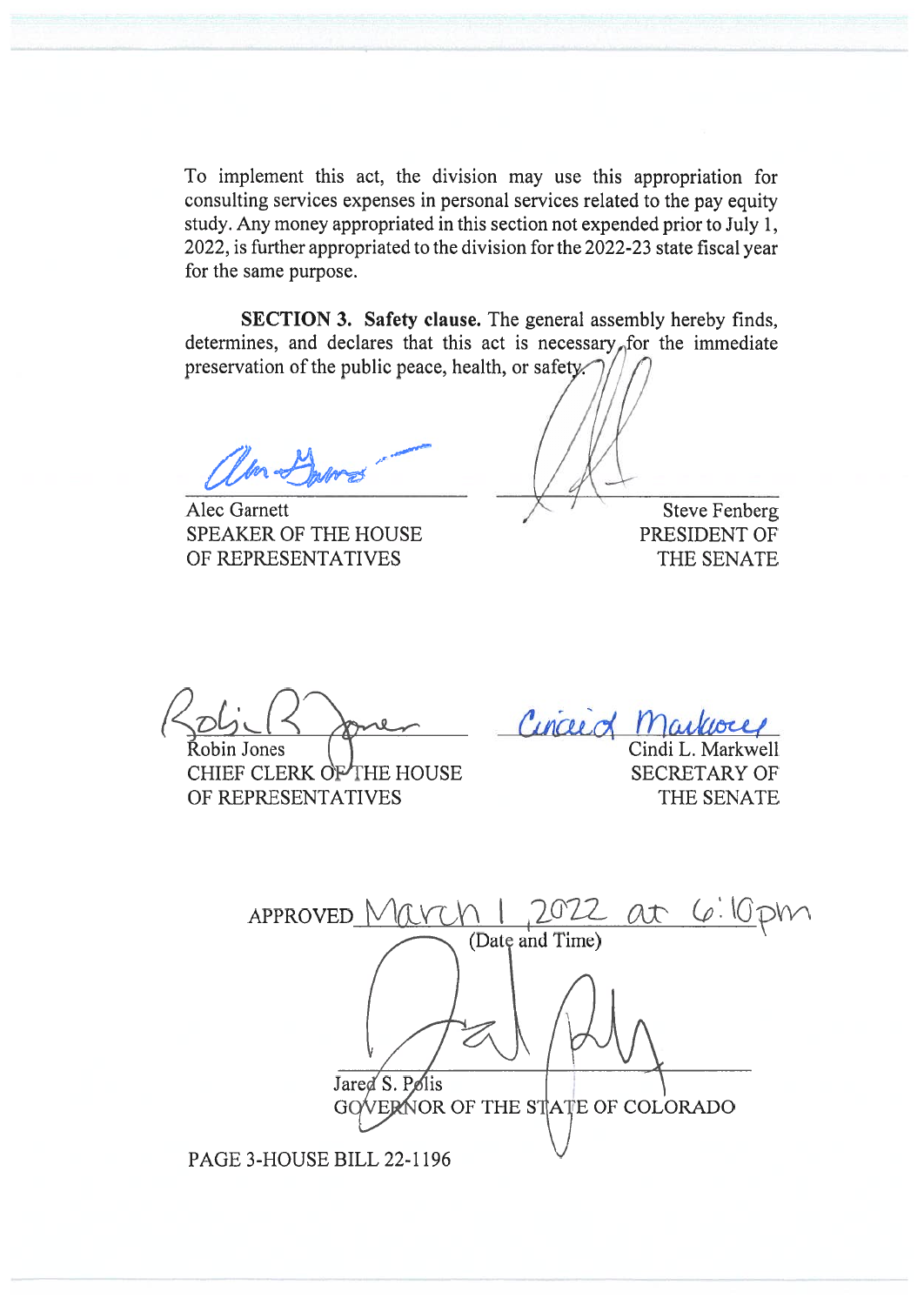To implement this act, the division may use this appropriation for consulting services expenses in personal services related to the pay equity study. Any money appropriated in this section not expended prior to July 1, 2022, is further appropriated to the division for the 2022-23 state fiscal year for the same purpose.

**SECTION 3. Safety clause.** The general assembly hereby finds, determines, and declares that this act is necessary for the immediate preservation of the public peace, health, or safety.

Alec Garnett
SPEAKER OF THE HOUSE
OF REPRESENTATIVES

Steve Fenberg
PRESIDENT OF
THE SENATE

Robin Jones
CHIEF CLERK OF THE HOUSE
OF REPRESENTATIVES

Cindi L. Markwell
SECRETARY OF
THE SENATE

APPROVED March 1, 2022 at 6:10pm
(Date and Time)

Jared S. Polis
GOVERNOR OF THE STATE OF COLORADO

PAGE 3-HOUSE BILL 22-1196